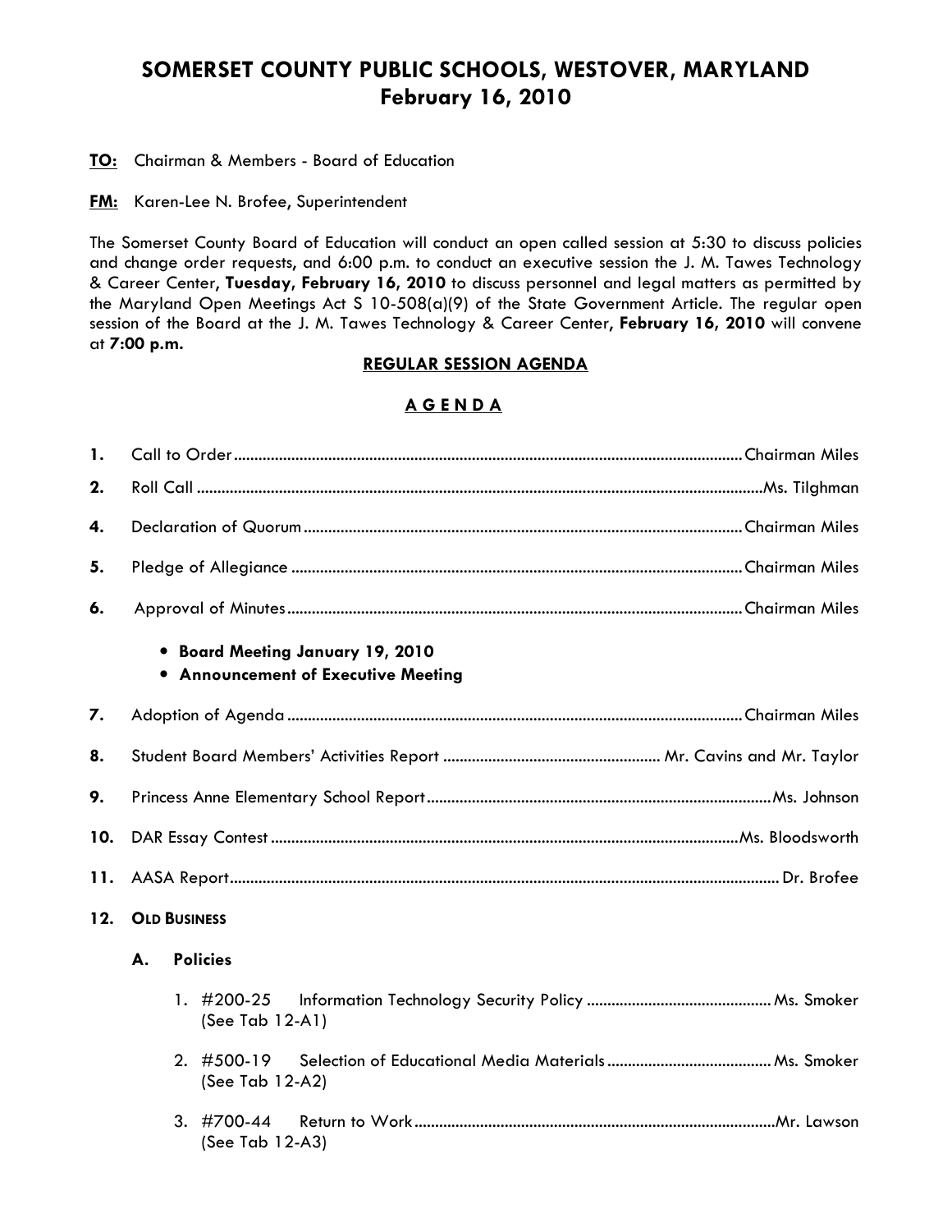# SOMERSET COUNTY PUBLIC SCHOOLS, WESTOVER, MARYLAND
## February 16, 2010

**TO:** Chairman & Members - Board of Education

**FM:** Karen-Lee N. Brofee, Superintendent

The Somerset County Board of Education will conduct an open called session at 5:30 to discuss policies and change order requests, and 6:00 p.m. to conduct an executive session the J. M. Tawes Technology & Career Center, **Tuesday, February 16, 2010** to discuss personnel and legal matters as permitted by the Maryland Open Meetings Act S 10-508(a)(9) of the State Government Article. The regular open session of the Board at the J. M. Tawes Technology & Career Center, **February 16, 2010** will convene at **7:00 p.m.**

**REGULAR SESSION AGENDA**

**A G E N D A**

1. Call to Order .......... Chairman Miles
2. Roll Call .......... Ms. Tilghman
4. Declaration of Quorum .......... Chairman Miles
5. Pledge of Allegiance .......... Chairman Miles
6. Approval of Minutes .......... Chairman Miles
   - **Board Meeting January 19, 2010**
   - **Announcement of Executive Meeting**
7. Adoption of Agenda .......... Chairman Miles
8. Student Board Members' Activities Report .......... Mr. Cavins and Mr. Taylor
9. Princess Anne Elementary School Report .......... Ms. Johnson
10. DAR Essay Contest .......... Ms. Bloodsworth
11. AASA Report .......... Dr. Brofee
12. **OLD BUSINESS**

    **A. Policies**

    1. #200-25 Information Technology Security Policy .......... Ms. Smoker (See Tab 12-A1)
    2. #500-19 Selection of Educational Media Materials .......... Ms. Smoker (See Tab 12-A2)
    3. #700-44 Return to Work .......... Mr. Lawson (See Tab 12-A3)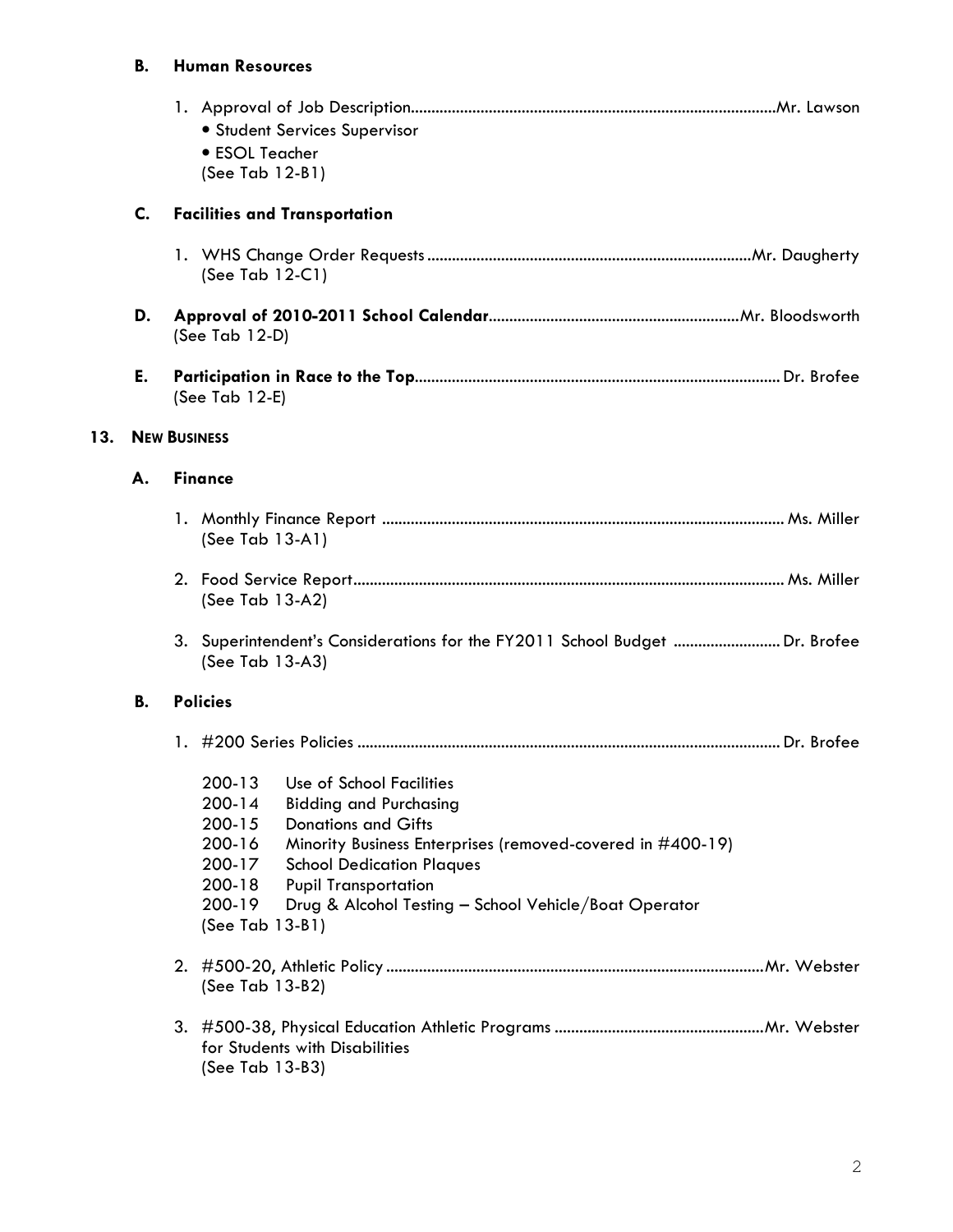**B. Human Resources**

1. Approval of Job Description........................................................................................Mr. Lawson
   - Student Services Supervisor
   - ESOL Teacher

   (See Tab 12-B1)

**C. Facilities and Transportation**

1. WHS Change Order Requests ..............................................................................Mr. Daugherty
   (See Tab 12-C1)

**D. Approval of 2010-2011 School Calendar**.............................................................Mr. Bloodsworth
(See Tab 12-D)

**E. Participation in Race to the Top**........................................................................................ Dr. Brofee
(See Tab 12-E)

## 13. NEW BUSINESS

**A. Finance**

1. Monthly Finance Report ................................................................................................ Ms. Miller
   (See Tab 13-A1)

2. Food Service Report........................................................................................................ Ms. Miller
   (See Tab 13-A2)

3. Superintendent's Considerations for the FY2011 School Budget .......................... Dr. Brofee
   (See Tab 13-A3)

**B. Policies**

1. #200 Series Policies ..................................................................................................... Dr. Brofee

   200-13 Use of School Facilities
   200-14 Bidding and Purchasing
   200-15 Donations and Gifts
   200-16 Minority Business Enterprises (removed-covered in #400-19)
   200-17 School Dedication Plaques
   200-18 Pupil Transportation
   200-19 Drug & Alcohol Testing – School Vehicle/Boat Operator
   (See Tab 13-B1)

2. #500-20, Athletic Policy ...........................................................................................Mr. Webster
   (See Tab 13-B2)

3. #500-38, Physical Education Athletic Programs ...................................................Mr. Webster
   for Students with Disabilities
   (See Tab 13-B3)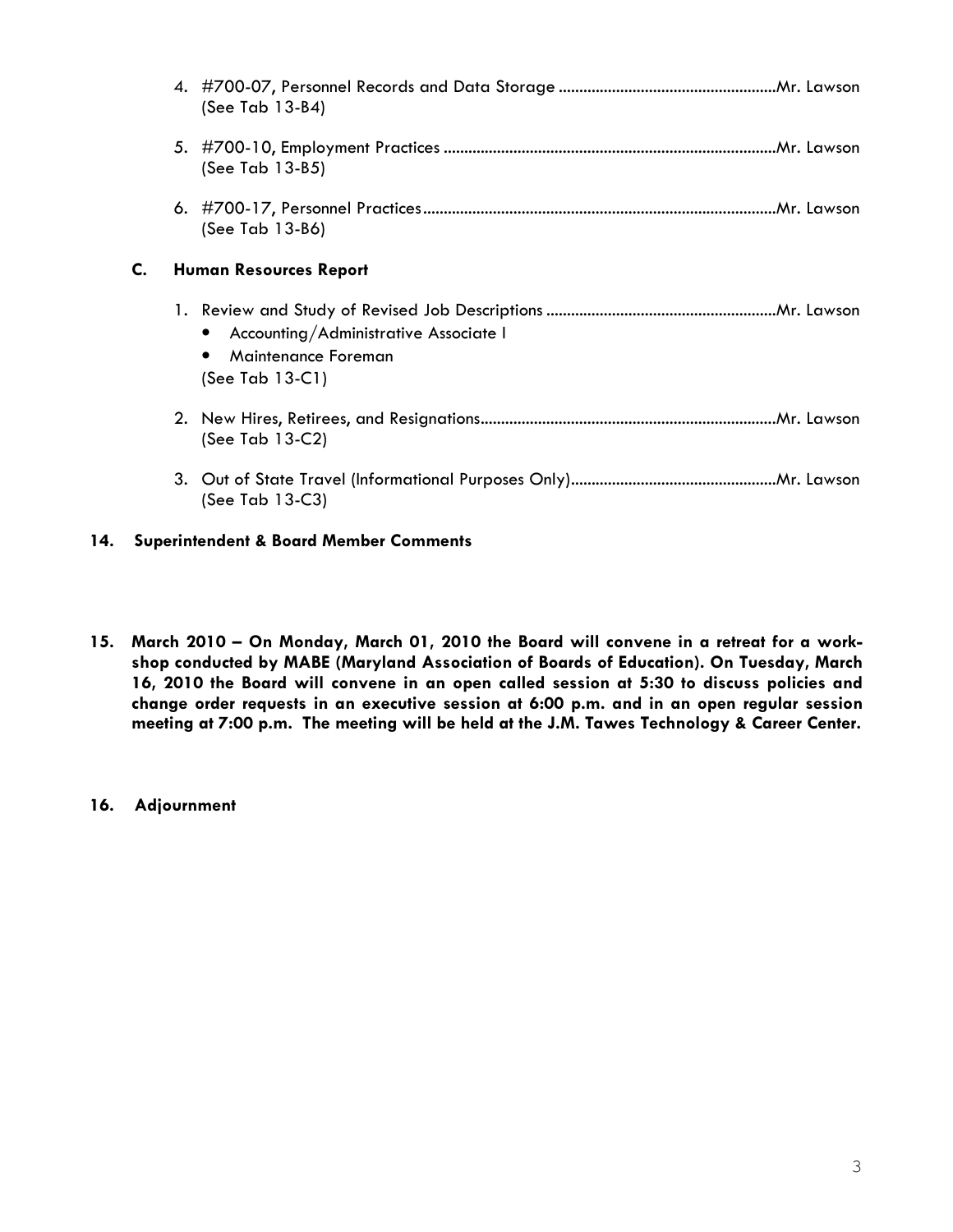4. #700-07, Personnel Records and Data Storage ....................................................Mr. Lawson
   (See Tab 13-B4)

5. #700-10, Employment Practices ................................................................................Mr. Lawson
   (See Tab 13-B5)

6. #700-17, Personnel Practices.....................................................................................Mr. Lawson
   (See Tab 13-B6)

**C. Human Resources Report**

1. Review and Study of Revised Job Descriptions .......................................................Mr. Lawson
   - Accounting/Administrative Associate I
   - Maintenance Foreman

   (See Tab 13-C1)

2. New Hires, Retirees, and Resignations.......................................................................Mr. Lawson
   (See Tab 13-C2)

3. Out of State Travel (Informational Purposes Only).................................................Mr. Lawson
   (See Tab 13-C3)

**14. Superintendent & Board Member Comments**

**15. March 2010 – On Monday, March 01, 2010 the Board will convene in a retreat for a workshop conducted by MABE (Maryland Association of Boards of Education). On Tuesday, March 16, 2010 the Board will convene in an open called session at 5:30 to discuss policies and change order requests in an executive session at 6:00 p.m. and in an open regular session meeting at 7:00 p.m. The meeting will be held at the J.M. Tawes Technology & Career Center.**

**16. Adjournment**